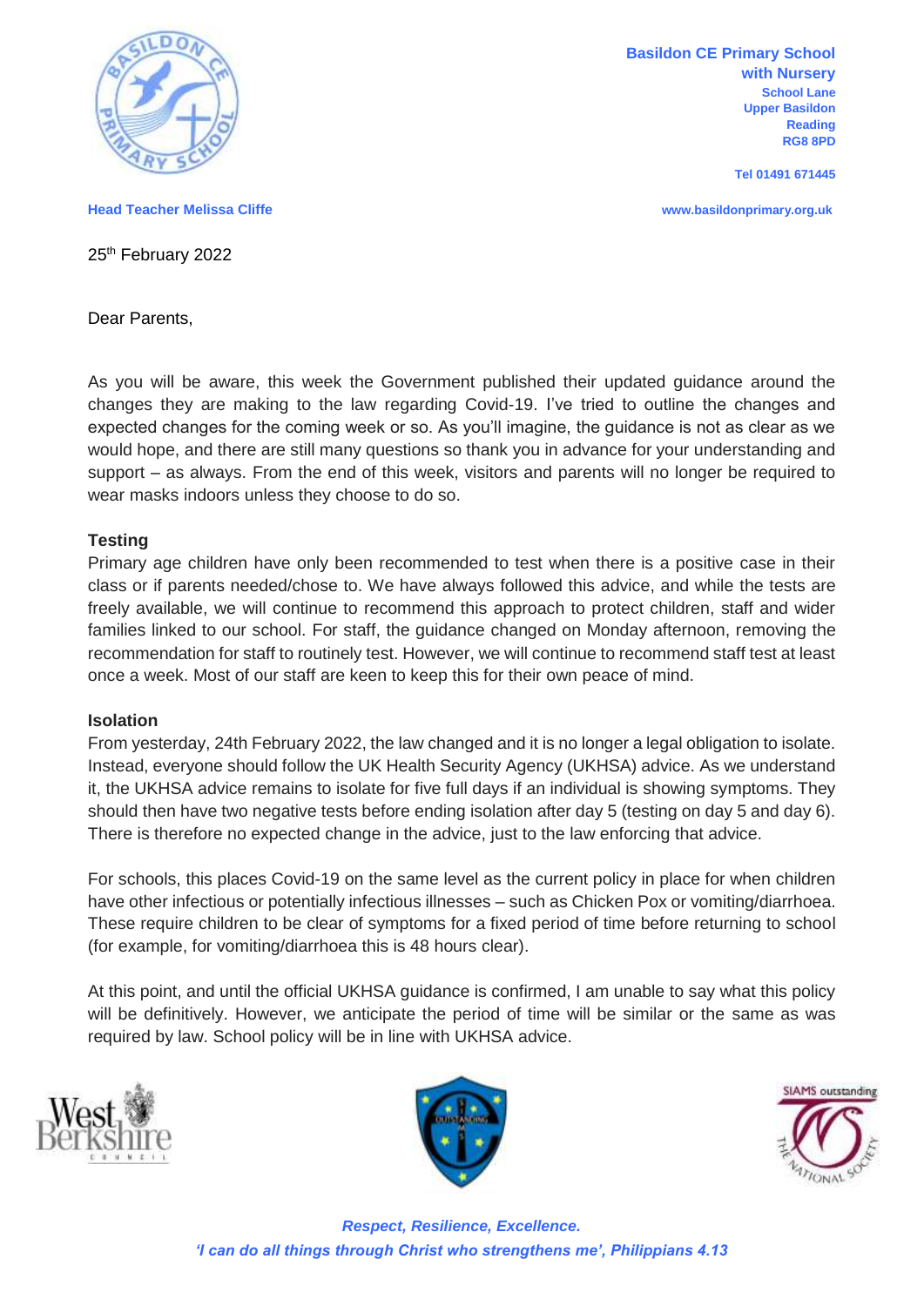**Basildon CE Primary School**
**with Nursery**
School Lane
Upper Basildon
Reading
RG8 8PD

Tel 01491 671445

Head Teacher Melissa Cliffe

www.basildonprimary.org.uk

25th February 2022

Dear Parents,

As you will be aware, this week the Government published their updated guidance around the changes they are making to the law regarding Covid-19. I've tried to outline the changes and expected changes for the coming week or so. As you'll imagine, the guidance is not as clear as we would hope, and there are still many questions so thank you in advance for your understanding and support – as always. From the end of this week, visitors and parents will no longer be required to wear masks indoors unless they choose to do so.

**Testing**

Primary age children have only been recommended to test when there is a positive case in their class or if parents needed/chose to. We have always followed this advice, and while the tests are freely available, we will continue to recommend this approach to protect children, staff and wider families linked to our school. For staff, the guidance changed on Monday afternoon, removing the recommendation for staff to routinely test. However, we will continue to recommend staff test at least once a week. Most of our staff are keen to keep this for their own peace of mind.

**Isolation**

From yesterday, 24th February 2022, the law changed and it is no longer a legal obligation to isolate. Instead, everyone should follow the UK Health Security Agency (UKHSA) advice. As we understand it, the UKHSA advice remains to isolate for five full days if an individual is showing symptoms. They should then have two negative tests before ending isolation after day 5 (testing on day 5 and day 6). There is therefore no expected change in the advice, just to the law enforcing that advice.

For schools, this places Covid-19 on the same level as the current policy in place for when children have other infectious or potentially infectious illnesses – such as Chicken Pox or vomiting/diarrhoea. These require children to be clear of symptoms for a fixed period of time before returning to school (for example, for vomiting/diarrhoea this is 48 hours clear).

At this point, and until the official UKHSA guidance is confirmed, I am unable to say what this policy will be definitively. However, we anticipate the period of time will be similar or the same as was required by law. School policy will be in line with UKHSA advice.

*Respect, Resilience, Excellence.*
*'I can do all things through Christ who strengthens me', Philippians 4.13*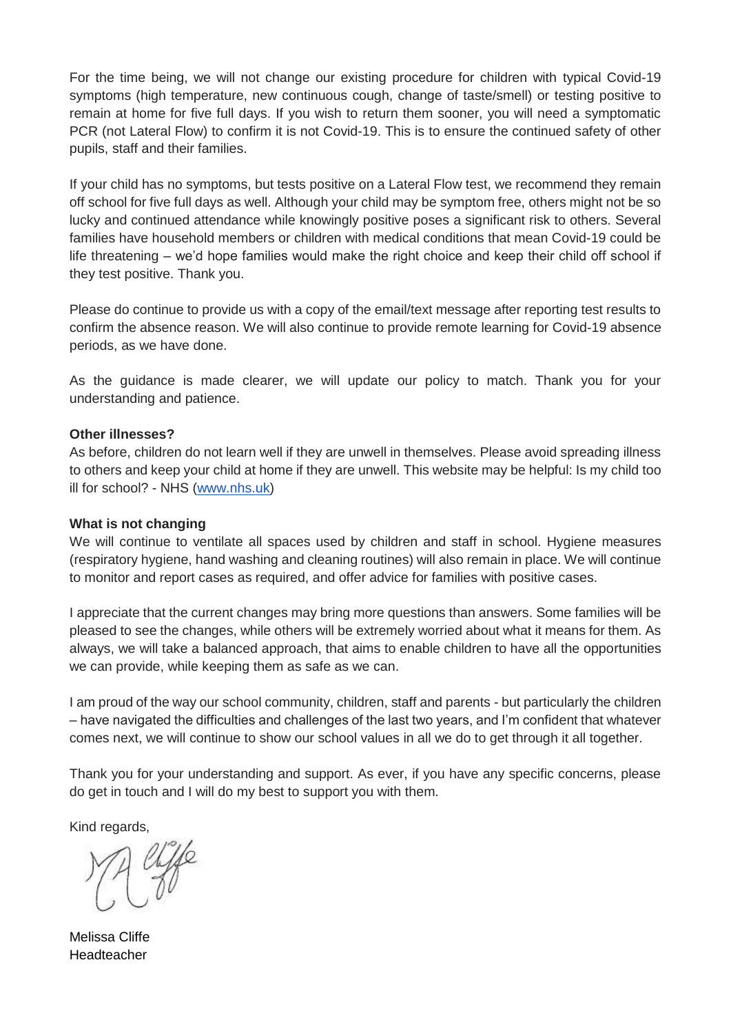For the time being, we will not change our existing procedure for children with typical Covid-19 symptoms (high temperature, new continuous cough, change of taste/smell) or testing positive to remain at home for five full days. If you wish to return them sooner, you will need a symptomatic PCR (not Lateral Flow) to confirm it is not Covid-19. This is to ensure the continued safety of other pupils, staff and their families.

If your child has no symptoms, but tests positive on a Lateral Flow test, we recommend they remain off school for five full days as well. Although your child may be symptom free, others might not be so lucky and continued attendance while knowingly positive poses a significant risk to others. Several families have household members or children with medical conditions that mean Covid-19 could be life threatening – we'd hope families would make the right choice and keep their child off school if they test positive. Thank you.

Please do continue to provide us with a copy of the email/text message after reporting test results to confirm the absence reason. We will also continue to provide remote learning for Covid-19 absence periods, as we have done.

As the guidance is made clearer, we will update our policy to match. Thank you for your understanding and patience.

**Other illnesses?**

As before, children do not learn well if they are unwell in themselves. Please avoid spreading illness to others and keep your child at home if they are unwell. This website may be helpful: Is my child too ill for school? - NHS (www.nhs.uk)

**What is not changing**

We will continue to ventilate all spaces used by children and staff in school. Hygiene measures (respiratory hygiene, hand washing and cleaning routines) will also remain in place. We will continue to monitor and report cases as required, and offer advice for families with positive cases.

I appreciate that the current changes may bring more questions than answers. Some families will be pleased to see the changes, while others will be extremely worried about what it means for them. As always, we will take a balanced approach, that aims to enable children to have all the opportunities we can provide, while keeping them as safe as we can.

I am proud of the way our school community, children, staff and parents - but particularly the children – have navigated the difficulties and challenges of the last two years, and I'm confident that whatever comes next, we will continue to show our school values in all we do to get through it all together.

Thank you for your understanding and support. As ever, if you have any specific concerns, please do get in touch and I will do my best to support you with them.

Kind regards,

Melissa Cliffe
Headteacher